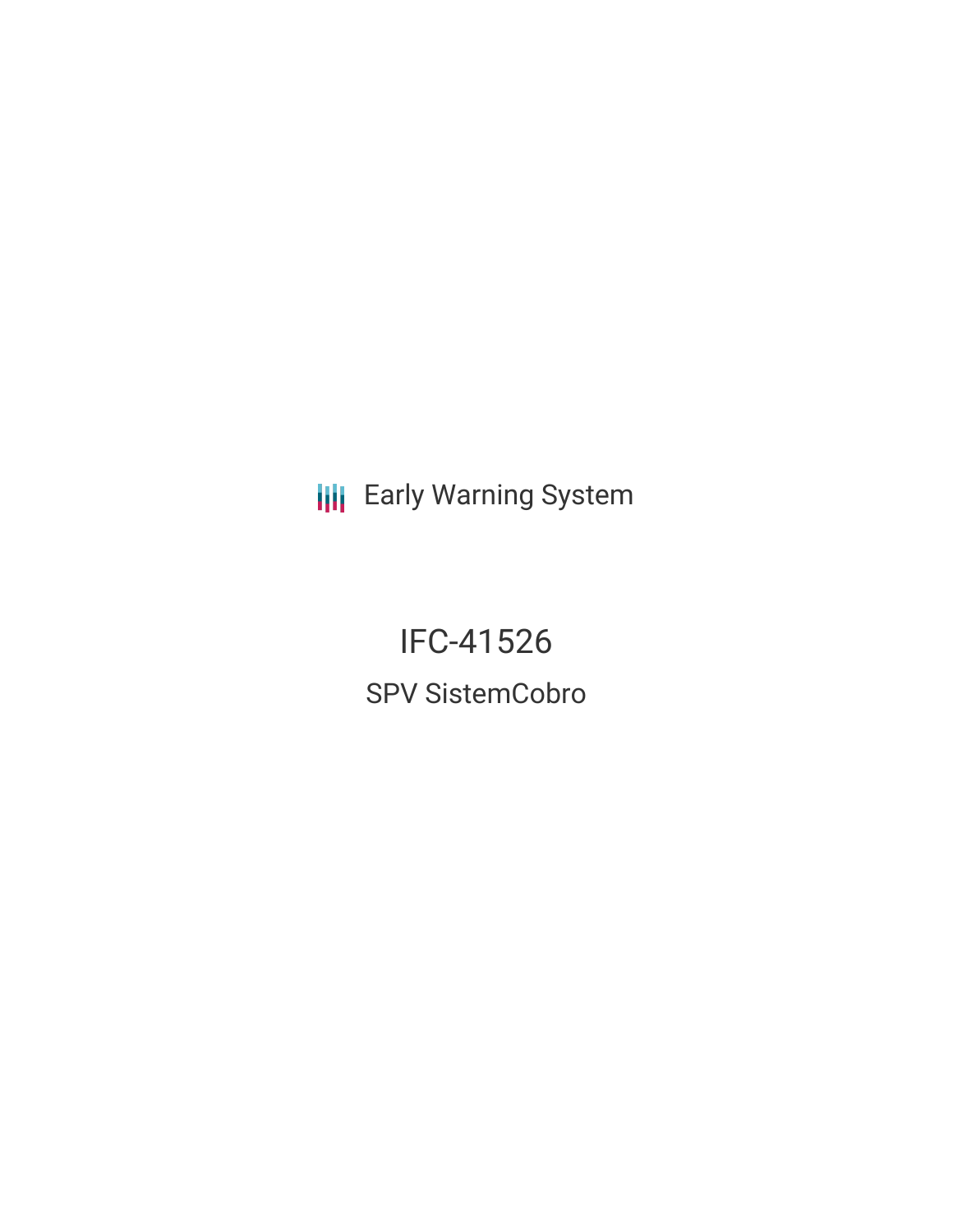Early Warning System

# IFC-41526

## SPV SistemCobro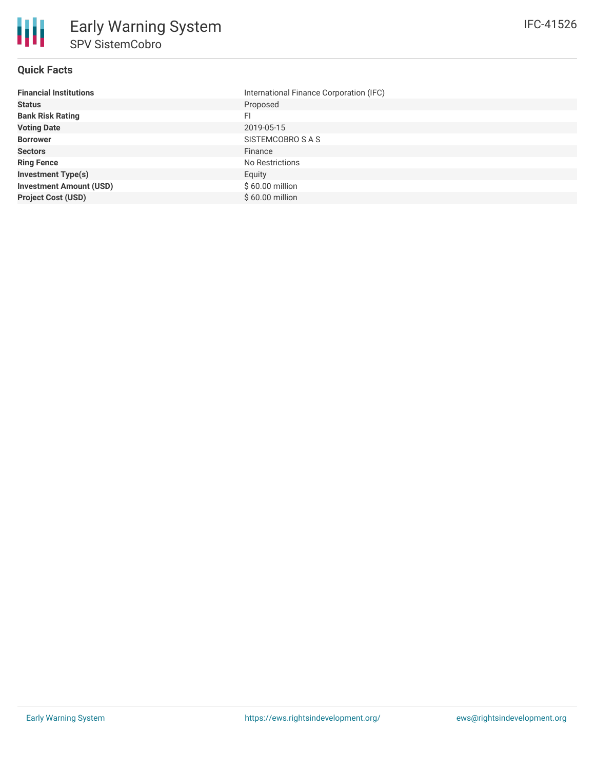# Early Warning System

## SPV SistemCobro

IFC-41526

### Quick Facts

| | |
|---|---|
| **Financial Institutions** | International Finance Corporation (IFC) |
| **Status** | Proposed |
| **Bank Risk Rating** | FI |
| **Voting Date** | 2019-05-15 |
| **Borrower** | SISTEMCOBRO S A S |
| **Sectors** | Finance |
| **Ring Fence** | No Restrictions |
| **Investment Type(s)** | Equity |
| **Investment Amount (USD)** | $ 60.00 million |
| **Project Cost (USD)** | $ 60.00 million |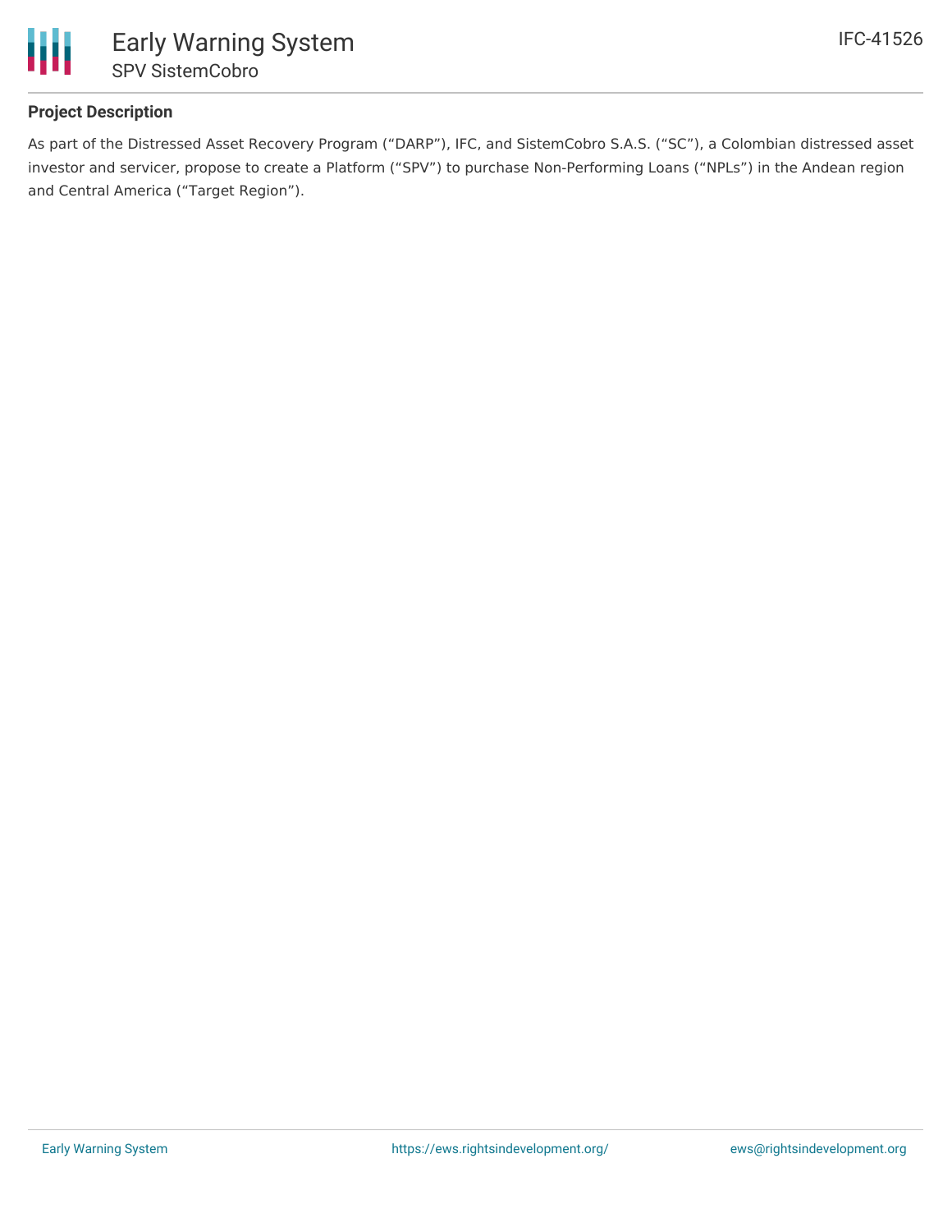## Project Description

As part of the Distressed Asset Recovery Program ("DARP"), IFC, and SistemCobro S.A.S. ("SC"), a Colombian distressed asset investor and servicer, propose to create a Platform ("SPV") to purchase Non-Performing Loans ("NPLs") in the Andean region and Central America ("Target Region").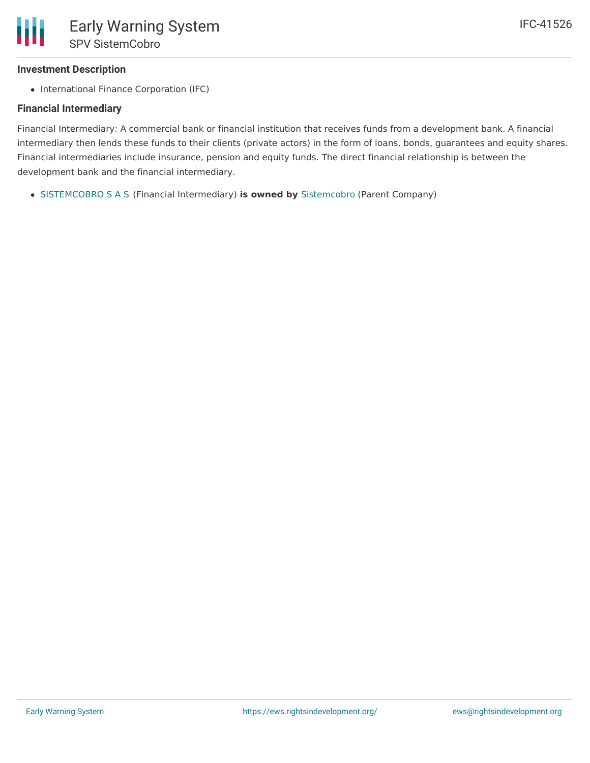### Investment Description

- International Finance Corporation (IFC)

### Financial Intermediary

Financial Intermediary: A commercial bank or financial institution that receives funds from a development bank. A financial intermediary then lends these funds to their clients (private actors) in the form of loans, bonds, guarantees and equity shares. Financial intermediaries include insurance, pension and equity funds. The direct financial relationship is between the development bank and the financial intermediary.

- SISTEMCOBRO S A S (Financial Intermediary) **is owned by** Sistemcobro (Parent Company)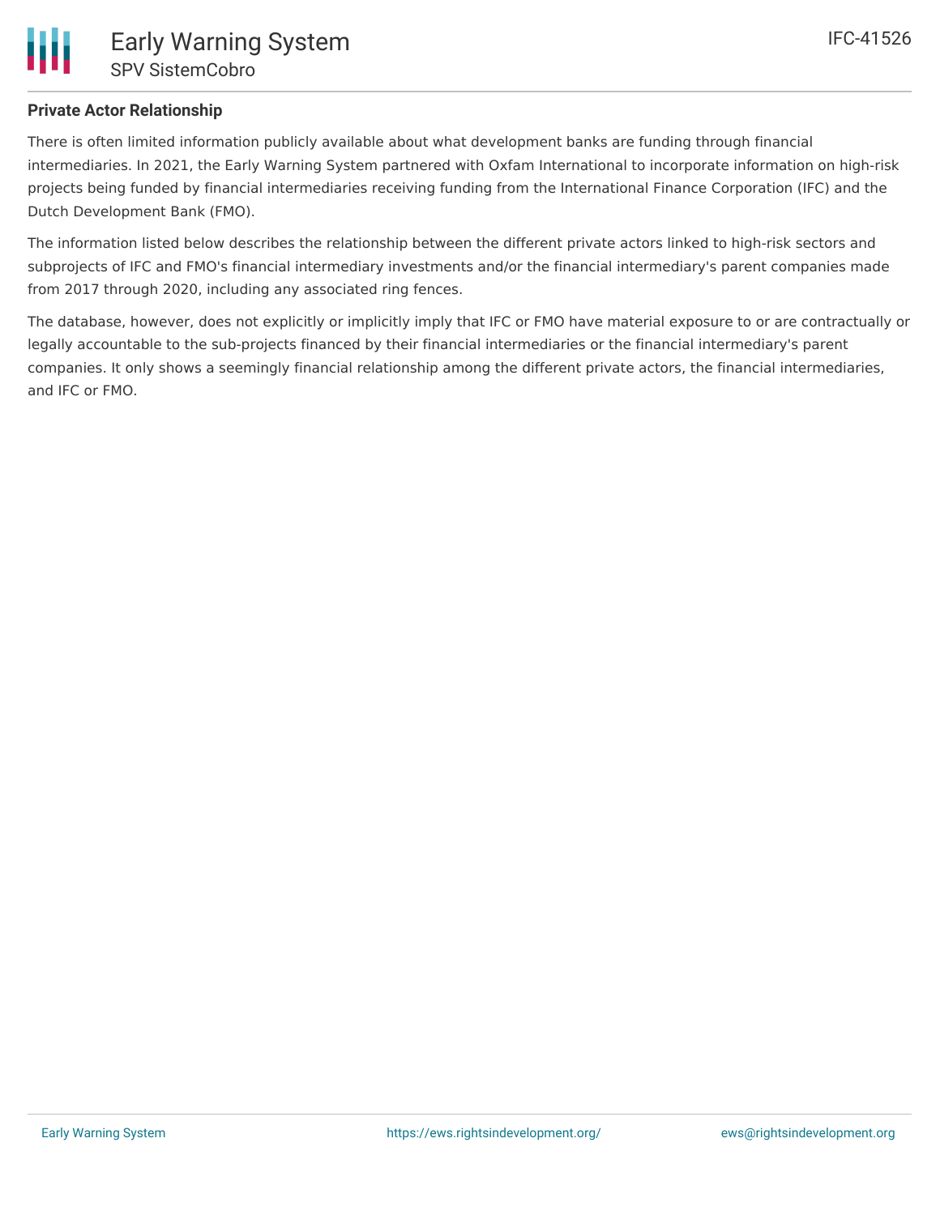**Private Actor Relationship**

There is often limited information publicly available about what development banks are funding through financial intermediaries. In 2021, the Early Warning System partnered with Oxfam International to incorporate information on high-risk projects being funded by financial intermediaries receiving funding from the International Finance Corporation (IFC) and the Dutch Development Bank (FMO).

The information listed below describes the relationship between the different private actors linked to high-risk sectors and subprojects of IFC and FMO's financial intermediary investments and/or the financial intermediary's parent companies made from 2017 through 2020, including any associated ring fences.

The database, however, does not explicitly or implicitly imply that IFC or FMO have material exposure to or are contractually or legally accountable to the sub-projects financed by their financial intermediaries or the financial intermediary's parent companies. It only shows a seemingly financial relationship among the different private actors, the financial intermediaries, and IFC or FMO.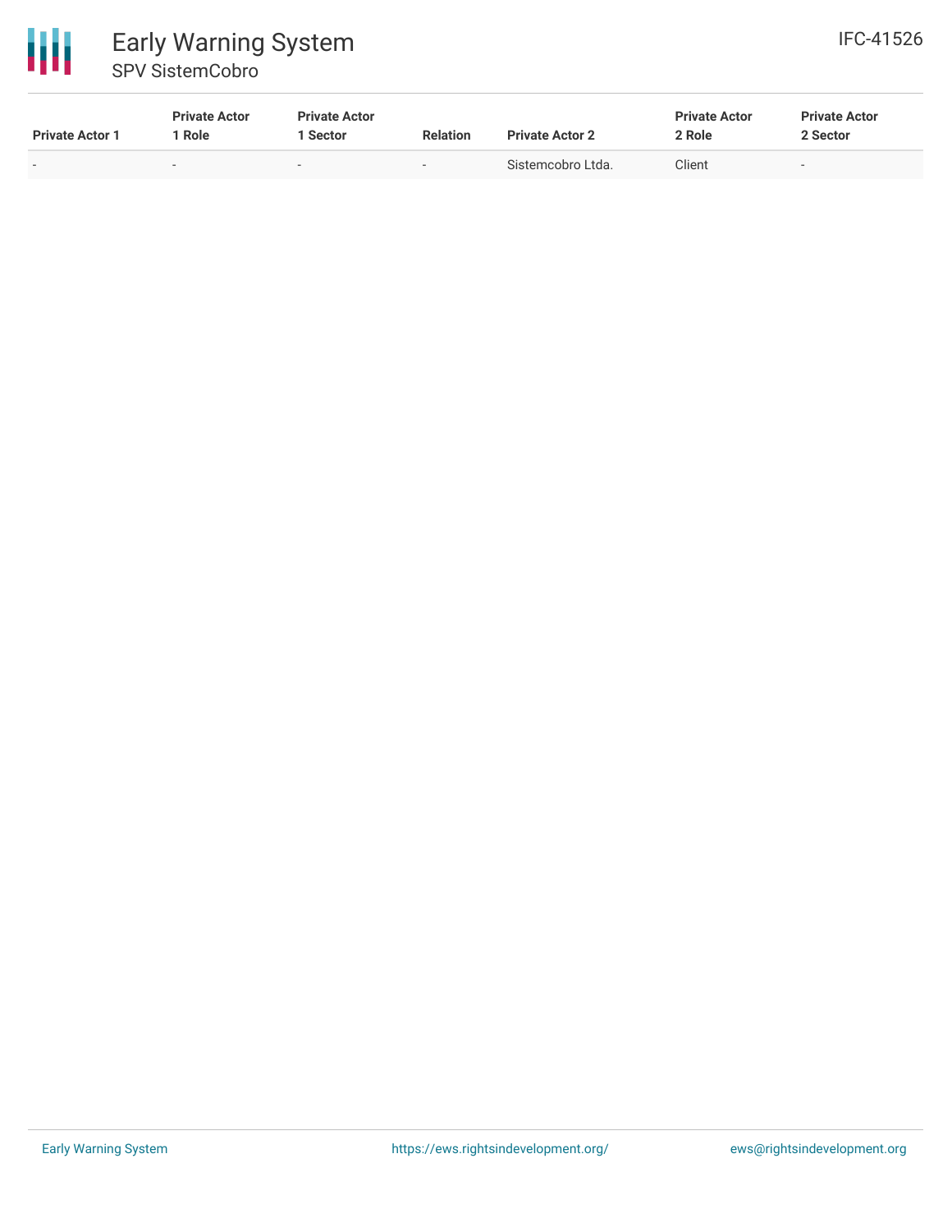| Private Actor 1 | Private Actor 1 Role | Private Actor 1 Sector | Relation | Private Actor 2 | Private Actor 2 Role | Private Actor 2 Sector |
| --- | --- | --- | --- | --- | --- | --- |
| - | - | - | - | Sistemcobro Ltda. | Client | - |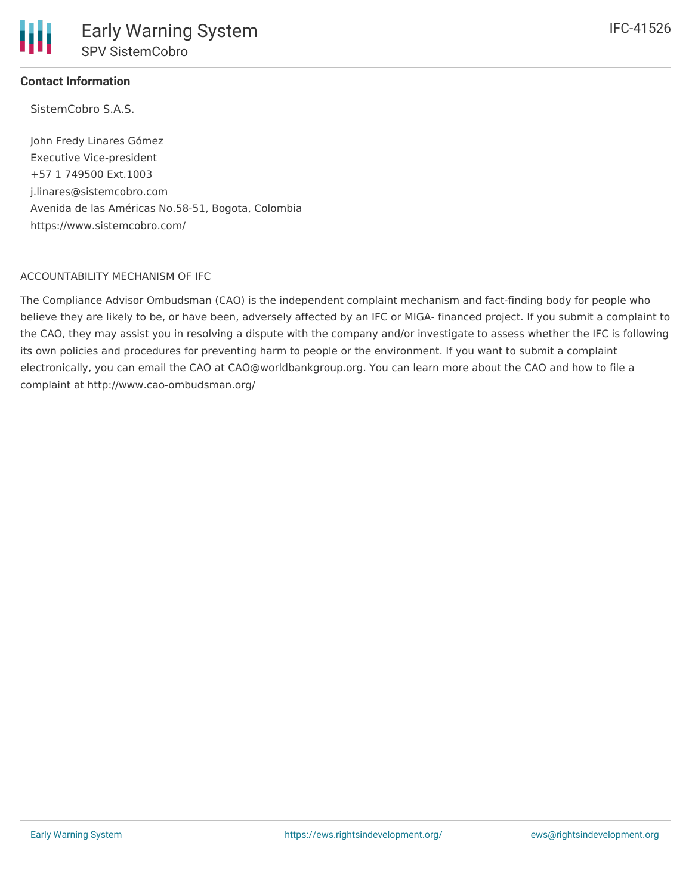**Contact Information**

SistemCobro S.A.S.

John Fredy Linares Gómez
Executive Vice-president
+57 1 749500 Ext.1003
j.linares@sistemcobro.com
Avenida de las Américas No.58-51, Bogota, Colombia
https://www.sistemcobro.com/

ACCOUNTABILITY MECHANISM OF IFC

The Compliance Advisor Ombudsman (CAO) is the independent complaint mechanism and fact-finding body for people who believe they are likely to be, or have been, adversely affected by an IFC or MIGA- financed project. If you submit a complaint to the CAO, they may assist you in resolving a dispute with the company and/or investigate to assess whether the IFC is following its own policies and procedures for preventing harm to people or the environment. If you want to submit a complaint electronically, you can email the CAO at CAO@worldbankgroup.org. You can learn more about the CAO and how to file a complaint at http://www.cao-ombudsman.org/